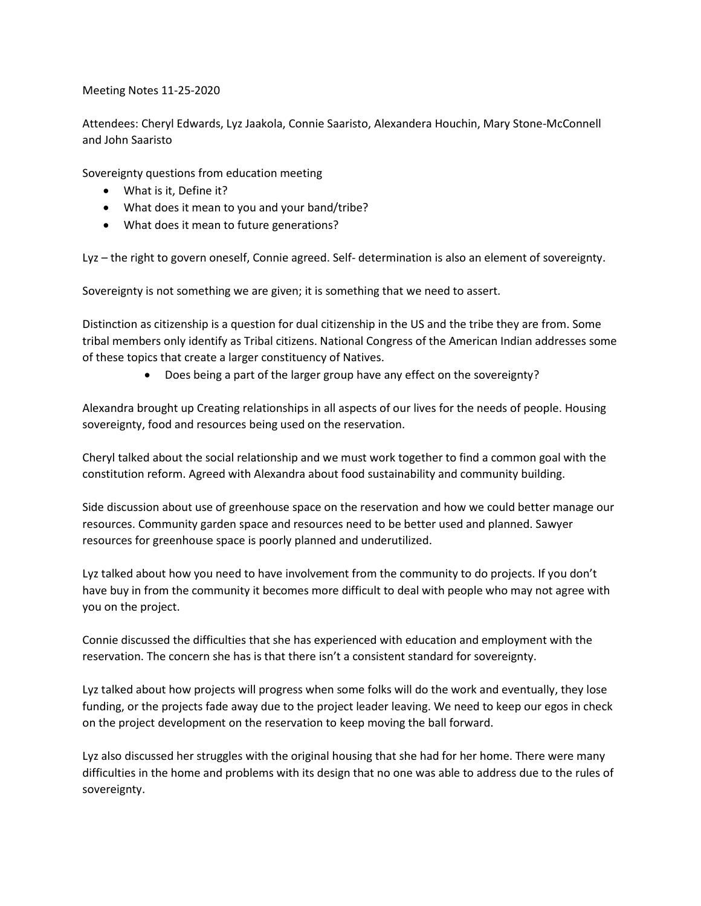Meeting Notes 11-25-2020

Attendees: Cheryl Edwards, Lyz Jaakola, Connie Saaristo, Alexandera Houchin, Mary Stone-McConnell and John Saaristo

Sovereignty questions from education meeting

- What is it, Define it?
- What does it mean to you and your band/tribe?
- What does it mean to future generations?

Lyz – the right to govern oneself, Connie agreed. Self- determination is also an element of sovereignty.

Sovereignty is not something we are given; it is something that we need to assert.

Distinction as citizenship is a question for dual citizenship in the US and the tribe they are from. Some tribal members only identify as Tribal citizens. National Congress of the American Indian addresses some of these topics that create a larger constituency of Natives.

- Does being a part of the larger group have any effect on the sovereignty?

Alexandra brought up Creating relationships in all aspects of our lives for the needs of people. Housing sovereignty, food and resources being used on the reservation.

Cheryl talked about the social relationship and we must work together to find a common goal with the constitution reform. Agreed with Alexandra about food sustainability and community building.

Side discussion about use of greenhouse space on the reservation and how we could better manage our resources. Community garden space and resources need to be better used and planned. Sawyer resources for greenhouse space is poorly planned and underutilized.

Lyz talked about how you need to have involvement from the community to do projects. If you don't have buy in from the community it becomes more difficult to deal with people who may not agree with you on the project.

Connie discussed the difficulties that she has experienced with education and employment with the reservation. The concern she has is that there isn't a consistent standard for sovereignty.

Lyz talked about how projects will progress when some folks will do the work and eventually, they lose funding, or the projects fade away due to the project leader leaving. We need to keep our egos in check on the project development on the reservation to keep moving the ball forward.

Lyz also discussed her struggles with the original housing that she had for her home. There were many difficulties in the home and problems with its design that no one was able to address due to the rules of sovereignty.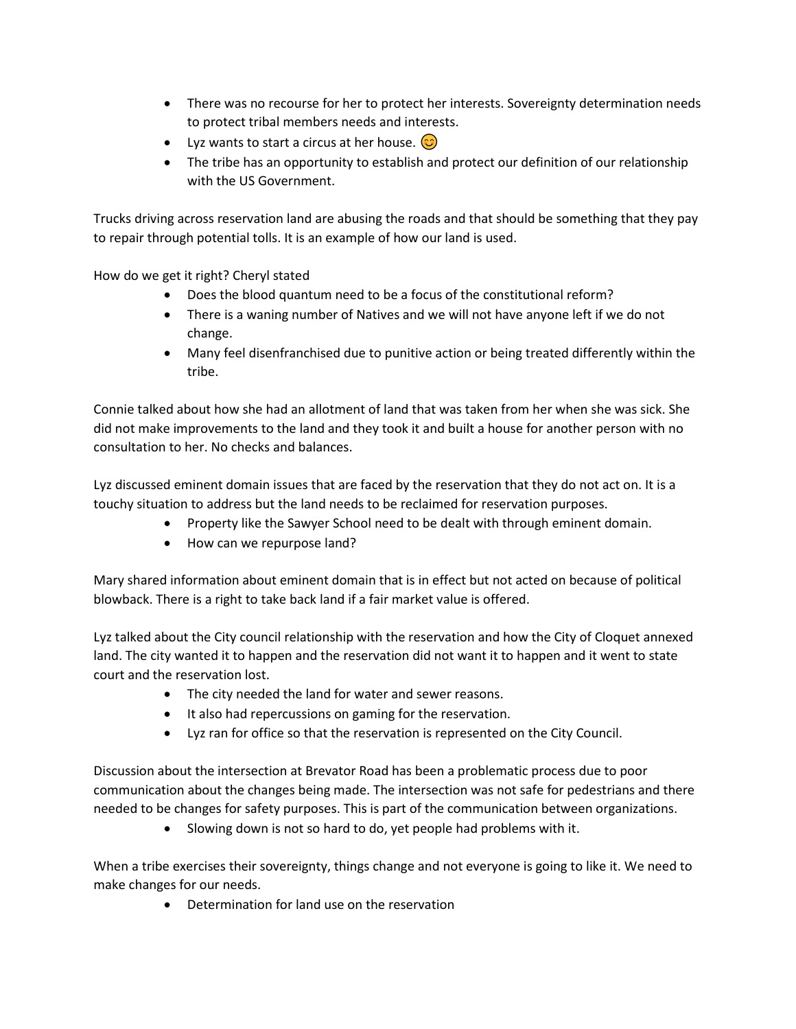- There was no recourse for her to protect her interests. Sovereignty determination needs to protect tribal members needs and interests.
- Lyz wants to start a circus at her house. 😊
- The tribe has an opportunity to establish and protect our definition of our relationship with the US Government.

Trucks driving across reservation land are abusing the roads and that should be something that they pay to repair through potential tolls. It is an example of how our land is used.

How do we get it right? Cheryl stated

- Does the blood quantum need to be a focus of the constitutional reform?
- There is a waning number of Natives and we will not have anyone left if we do not change.
- Many feel disenfranchised due to punitive action or being treated differently within the tribe.

Connie talked about how she had an allotment of land that was taken from her when she was sick. She did not make improvements to the land and they took it and built a house for another person with no consultation to her. No checks and balances.

Lyz discussed eminent domain issues that are faced by the reservation that they do not act on. It is a touchy situation to address but the land needs to be reclaimed for reservation purposes.

- Property like the Sawyer School need to be dealt with through eminent domain.
- How can we repurpose land?

Mary shared information about eminent domain that is in effect but not acted on because of political blowback. There is a right to take back land if a fair market value is offered.

Lyz talked about the City council relationship with the reservation and how the City of Cloquet annexed land. The city wanted it to happen and the reservation did not want it to happen and it went to state court and the reservation lost.

- The city needed the land for water and sewer reasons.
- It also had repercussions on gaming for the reservation.
- Lyz ran for office so that the reservation is represented on the City Council.

Discussion about the intersection at Brevator Road has been a problematic process due to poor communication about the changes being made. The intersection was not safe for pedestrians and there needed to be changes for safety purposes. This is part of the communication between organizations.

- Slowing down is not so hard to do, yet people had problems with it.

When a tribe exercises their sovereignty, things change and not everyone is going to like it. We need to make changes for our needs.

- Determination for land use on the reservation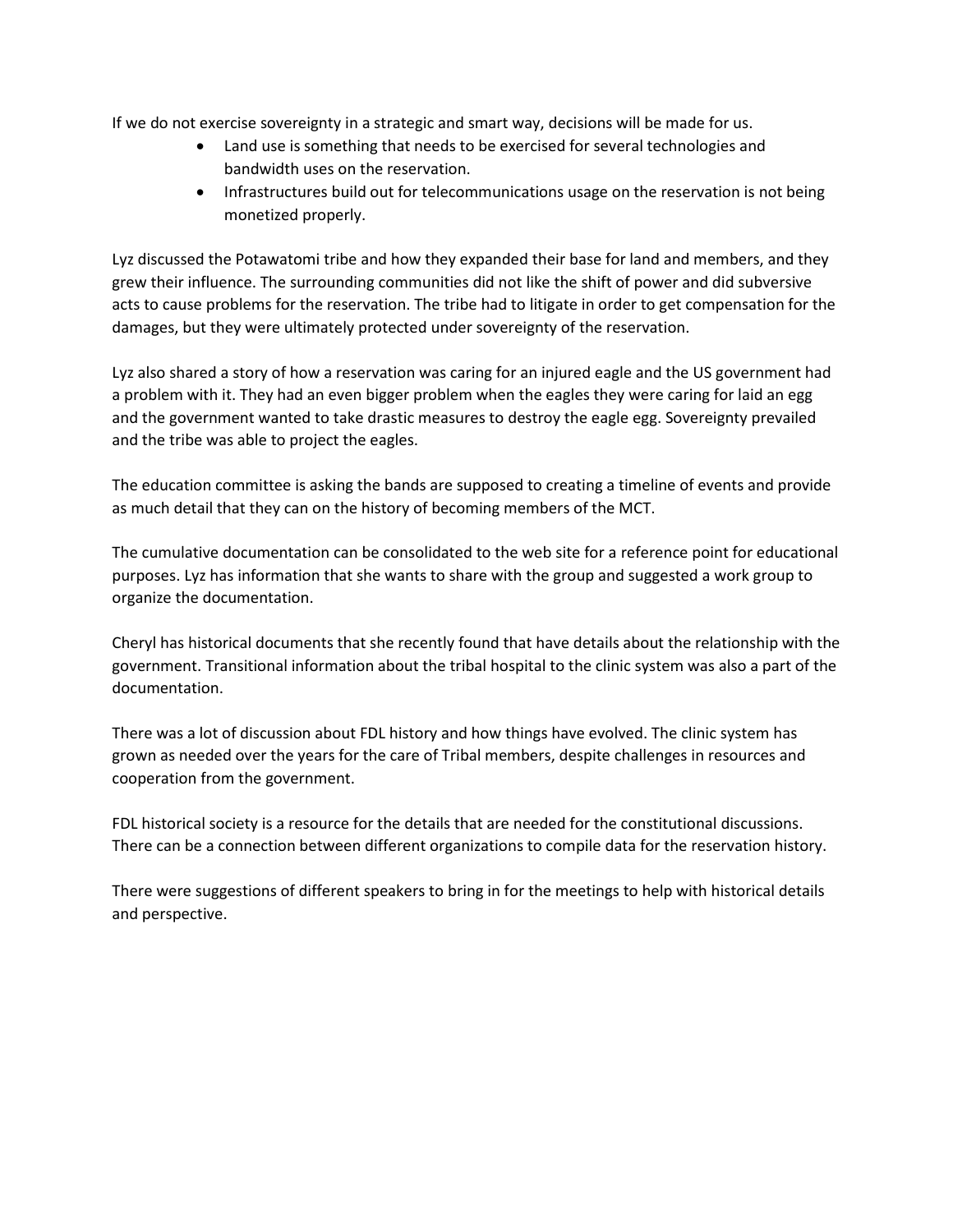If we do not exercise sovereignty in a strategic and smart way, decisions will be made for us.

- Land use is something that needs to be exercised for several technologies and bandwidth uses on the reservation.
- Infrastructures build out for telecommunications usage on the reservation is not being monetized properly.

Lyz discussed the Potawatomi tribe and how they expanded their base for land and members, and they grew their influence. The surrounding communities did not like the shift of power and did subversive acts to cause problems for the reservation. The tribe had to litigate in order to get compensation for the damages, but they were ultimately protected under sovereignty of the reservation.

Lyz also shared a story of how a reservation was caring for an injured eagle and the US government had a problem with it. They had an even bigger problem when the eagles they were caring for laid an egg and the government wanted to take drastic measures to destroy the eagle egg. Sovereignty prevailed and the tribe was able to project the eagles.

The education committee is asking the bands are supposed to creating a timeline of events and provide as much detail that they can on the history of becoming members of the MCT.

The cumulative documentation can be consolidated to the web site for a reference point for educational purposes. Lyz has information that she wants to share with the group and suggested a work group to organize the documentation.

Cheryl has historical documents that she recently found that have details about the relationship with the government. Transitional information about the tribal hospital to the clinic system was also a part of the documentation.

There was a lot of discussion about FDL history and how things have evolved. The clinic system has grown as needed over the years for the care of Tribal members, despite challenges in resources and cooperation from the government.

FDL historical society is a resource for the details that are needed for the constitutional discussions. There can be a connection between different organizations to compile data for the reservation history.

There were suggestions of different speakers to bring in for the meetings to help with historical details and perspective.